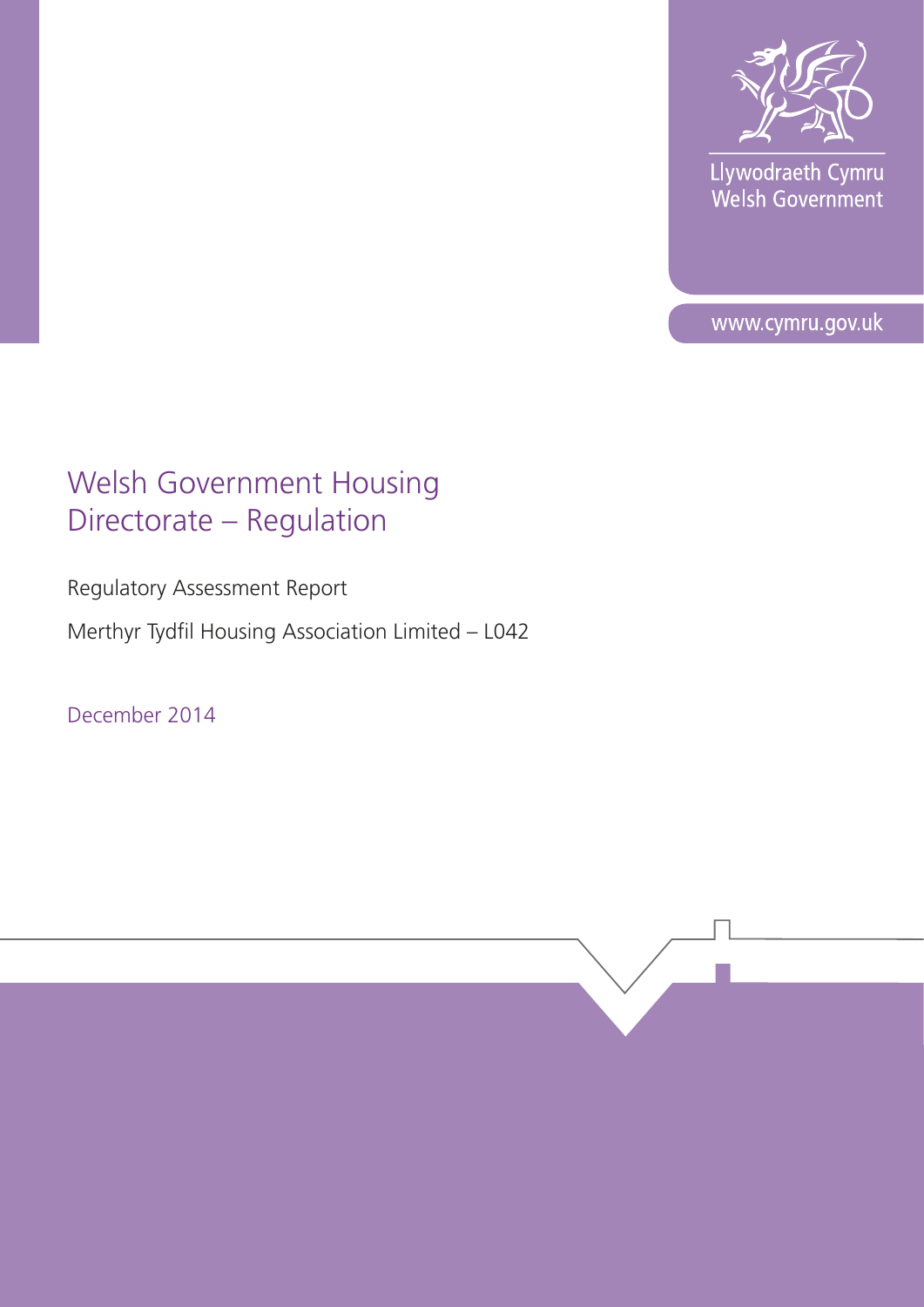Llywodraeth Cymru
Welsh Government

www.cymru.gov.uk

# Welsh Government Housing Directorate – Regulation

Regulatory Assessment Report

Merthyr Tydfil Housing Association Limited – L042

December 2014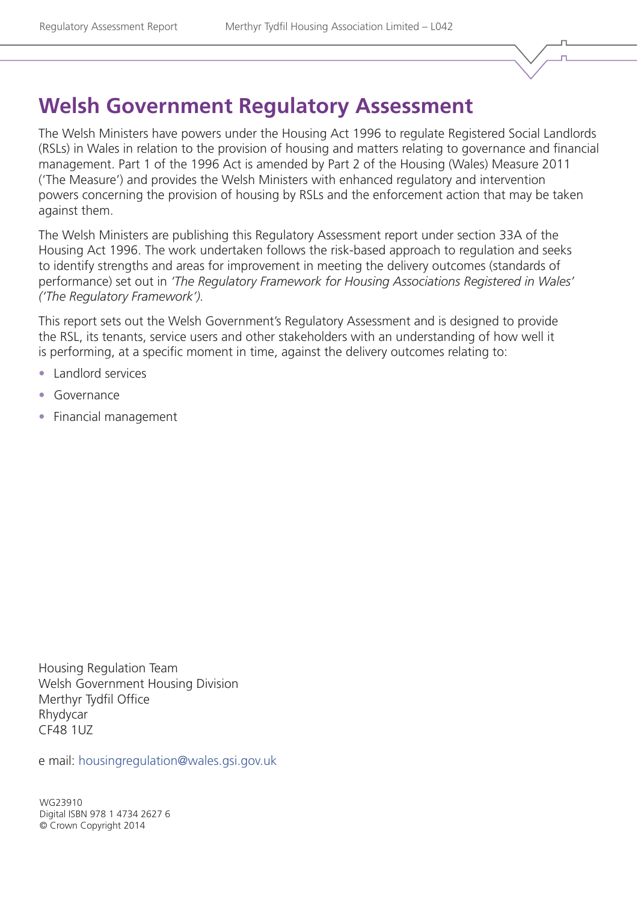# Welsh Government Regulatory Assessment

The Welsh Ministers have powers under the Housing Act 1996 to regulate Registered Social Landlords (RSLs) in Wales in relation to the provision of housing and matters relating to governance and financial management. Part 1 of the 1996 Act is amended by Part 2 of the Housing (Wales) Measure 2011 ('The Measure') and provides the Welsh Ministers with enhanced regulatory and intervention powers concerning the provision of housing by RSLs and the enforcement action that may be taken against them.

The Welsh Ministers are publishing this Regulatory Assessment report under section 33A of the Housing Act 1996. The work undertaken follows the risk-based approach to regulation and seeks to identify strengths and areas for improvement in meeting the delivery outcomes (standards of performance) set out in *'The Regulatory Framework for Housing Associations Registered in Wales' ('The Regulatory Framework').*

This report sets out the Welsh Government's Regulatory Assessment and is designed to provide the RSL, its tenants, service users and other stakeholders with an understanding of how well it is performing, at a specific moment in time, against the delivery outcomes relating to:

- Landlord services
- Governance
- Financial management

Housing Regulation Team
Welsh Government Housing Division
Merthyr Tydfil Office
Rhydycar
CF48 1UZ

e mail: housingregulation@wales.gsi.gov.uk

WG23910
Digital ISBN 978 1 4734 2627 6
© Crown Copyright 2014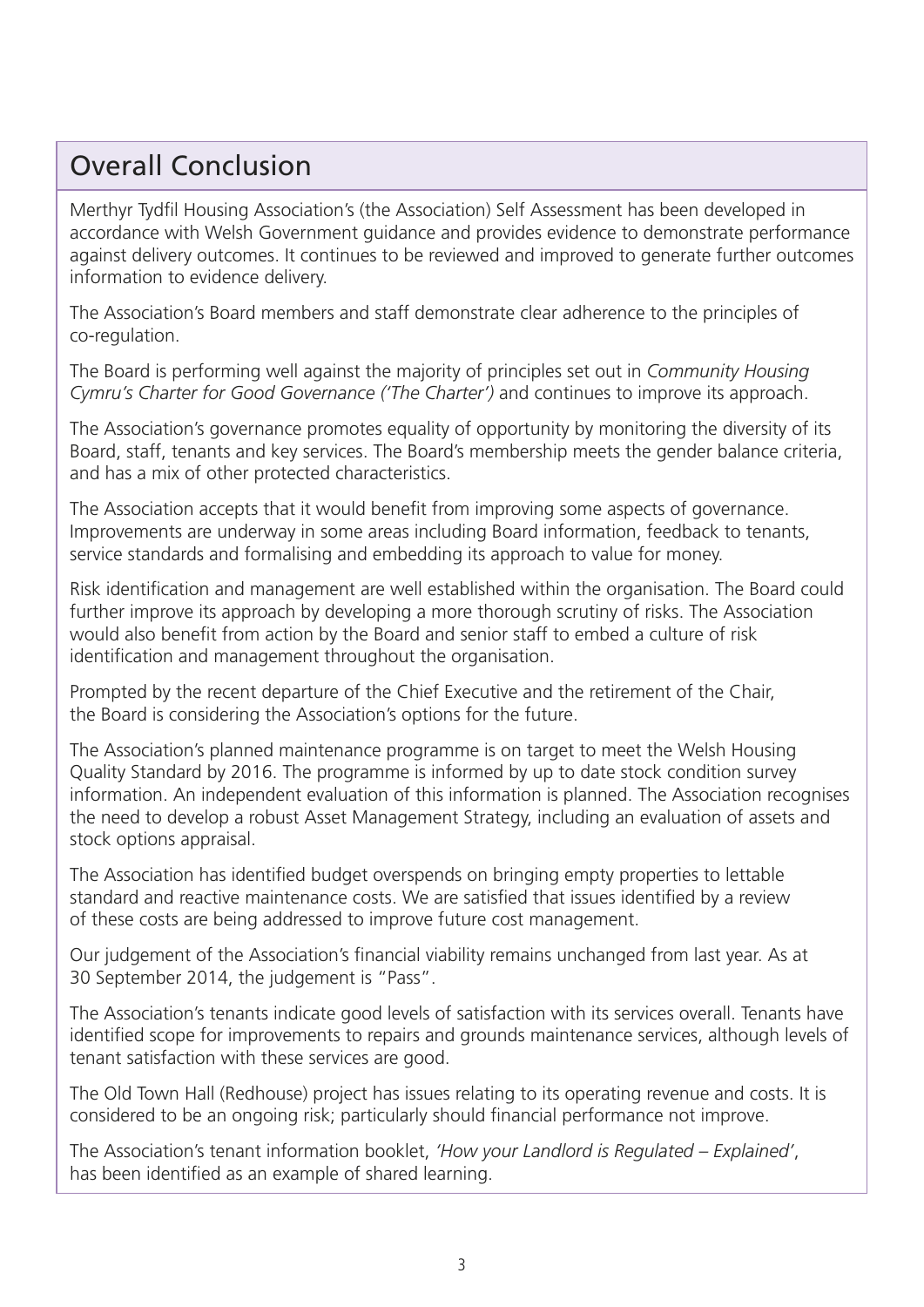## Overall Conclusion

Merthyr Tydfil Housing Association's (the Association) Self Assessment has been developed in accordance with Welsh Government guidance and provides evidence to demonstrate performance against delivery outcomes. It continues to be reviewed and improved to generate further outcomes information to evidence delivery.

The Association's Board members and staff demonstrate clear adherence to the principles of co-regulation.

The Board is performing well against the majority of principles set out in *Community Housing Cymru's Charter for Good Governance ('The Charter')* and continues to improve its approach.

The Association's governance promotes equality of opportunity by monitoring the diversity of its Board, staff, tenants and key services. The Board's membership meets the gender balance criteria, and has a mix of other protected characteristics.

The Association accepts that it would benefit from improving some aspects of governance. Improvements are underway in some areas including Board information, feedback to tenants, service standards and formalising and embedding its approach to value for money.

Risk identification and management are well established within the organisation. The Board could further improve its approach by developing a more thorough scrutiny of risks. The Association would also benefit from action by the Board and senior staff to embed a culture of risk identification and management throughout the organisation.

Prompted by the recent departure of the Chief Executive and the retirement of the Chair, the Board is considering the Association's options for the future.

The Association's planned maintenance programme is on target to meet the Welsh Housing Quality Standard by 2016. The programme is informed by up to date stock condition survey information. An independent evaluation of this information is planned. The Association recognises the need to develop a robust Asset Management Strategy, including an evaluation of assets and stock options appraisal.

The Association has identified budget overspends on bringing empty properties to lettable standard and reactive maintenance costs. We are satisfied that issues identified by a review of these costs are being addressed to improve future cost management.

Our judgement of the Association's financial viability remains unchanged from last year. As at 30 September 2014, the judgement is "Pass".

The Association's tenants indicate good levels of satisfaction with its services overall. Tenants have identified scope for improvements to repairs and grounds maintenance services, although levels of tenant satisfaction with these services are good.

The Old Town Hall (Redhouse) project has issues relating to its operating revenue and costs. It is considered to be an ongoing risk; particularly should financial performance not improve.

The Association's tenant information booklet, *'How your Landlord is Regulated – Explained'*, has been identified as an example of shared learning.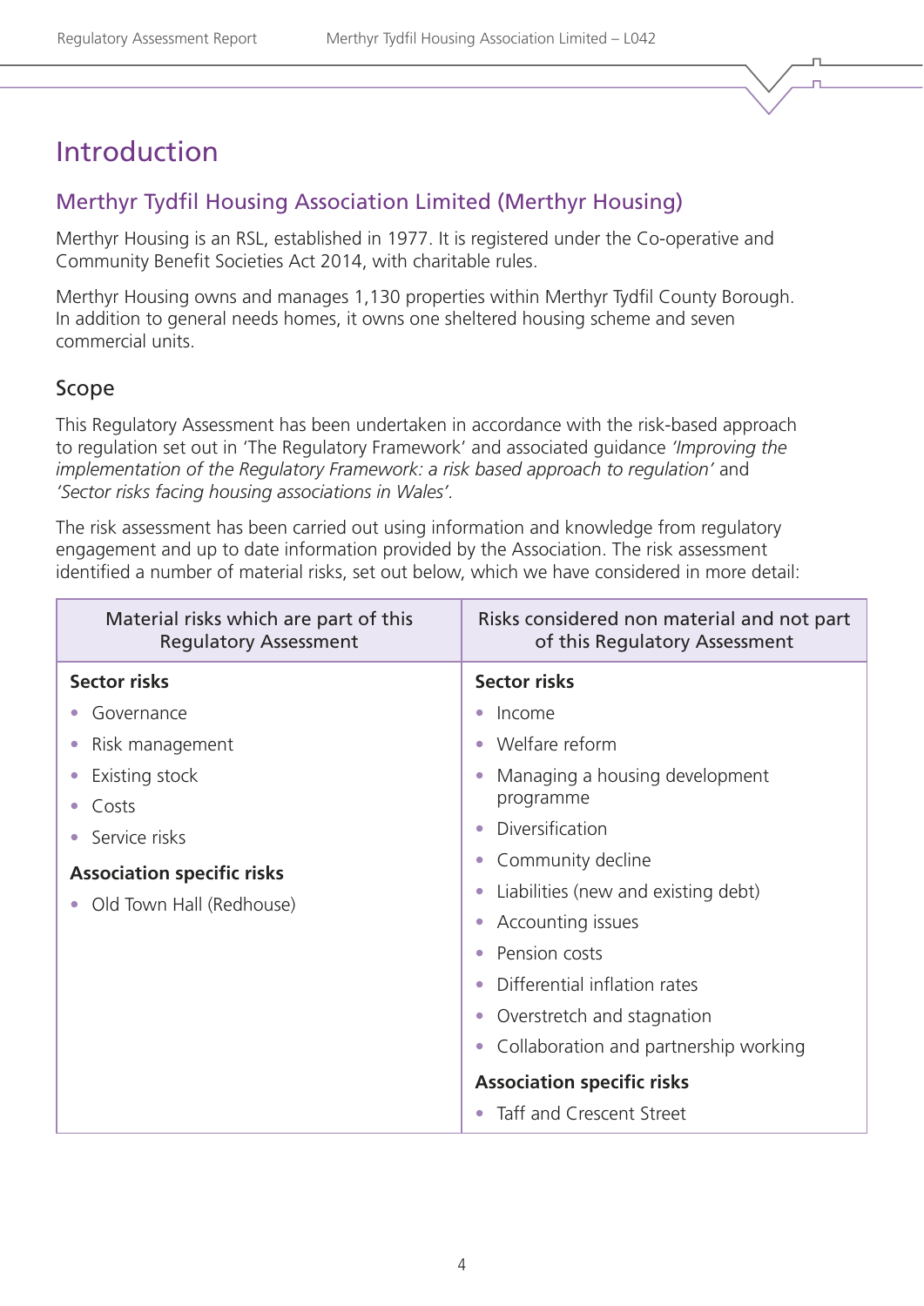# Introduction

## Merthyr Tydfil Housing Association Limited (Merthyr Housing)

Merthyr Housing is an RSL, established in 1977. It is registered under the Co-operative and Community Benefit Societies Act 2014, with charitable rules.

Merthyr Housing owns and manages 1,130 properties within Merthyr Tydfil County Borough. In addition to general needs homes, it owns one sheltered housing scheme and seven commercial units.

### Scope

This Regulatory Assessment has been undertaken in accordance with the risk-based approach to regulation set out in 'The Regulatory Framework' and associated guidance *'Improving the implementation of the Regulatory Framework: a risk based approach to regulation'* and *'Sector risks facing housing associations in Wales'*.

The risk assessment has been carried out using information and knowledge from regulatory engagement and up to date information provided by the Association. The risk assessment identified a number of material risks, set out below, which we have considered in more detail:

| Material risks which are part of this Regulatory Assessment | Risks considered non material and not part of this Regulatory Assessment |
|---|---|
| **Sector risks** | **Sector risks** |
| • Governance | • Income |
| • Risk management | • Welfare reform |
| • Existing stock | • Managing a housing development programme |
| • Costs | • Diversification |
| • Service risks | • Community decline |
| **Association specific risks** | • Liabilities (new and existing debt) |
| • Old Town Hall (Redhouse) | • Accounting issues |
| | • Pension costs |
| | • Differential inflation rates |
| | • Overstretch and stagnation |
| | • Collaboration and partnership working |
| | **Association specific risks** |
| | • Taff and Crescent Street |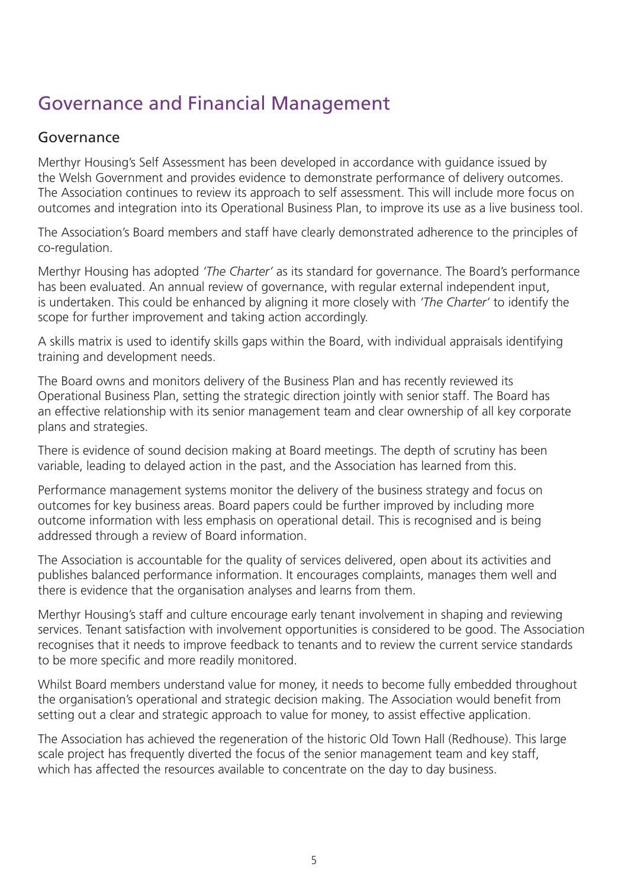# Governance and Financial Management

## Governance

Merthyr Housing's Self Assessment has been developed in accordance with guidance issued by the Welsh Government and provides evidence to demonstrate performance of delivery outcomes. The Association continues to review its approach to self assessment. This will include more focus on outcomes and integration into its Operational Business Plan, to improve its use as a live business tool.

The Association's Board members and staff have clearly demonstrated adherence to the principles of co-regulation.

Merthyr Housing has adopted *'The Charter'* as its standard for governance. The Board's performance has been evaluated. An annual review of governance, with regular external independent input, is undertaken. This could be enhanced by aligning it more closely with *'The Charter'* to identify the scope for further improvement and taking action accordingly.

A skills matrix is used to identify skills gaps within the Board, with individual appraisals identifying training and development needs.

The Board owns and monitors delivery of the Business Plan and has recently reviewed its Operational Business Plan, setting the strategic direction jointly with senior staff. The Board has an effective relationship with its senior management team and clear ownership of all key corporate plans and strategies.

There is evidence of sound decision making at Board meetings. The depth of scrutiny has been variable, leading to delayed action in the past, and the Association has learned from this.

Performance management systems monitor the delivery of the business strategy and focus on outcomes for key business areas. Board papers could be further improved by including more outcome information with less emphasis on operational detail. This is recognised and is being addressed through a review of Board information.

The Association is accountable for the quality of services delivered, open about its activities and publishes balanced performance information. It encourages complaints, manages them well and there is evidence that the organisation analyses and learns from them.

Merthyr Housing's staff and culture encourage early tenant involvement in shaping and reviewing services. Tenant satisfaction with involvement opportunities is considered to be good. The Association recognises that it needs to improve feedback to tenants and to review the current service standards to be more specific and more readily monitored.

Whilst Board members understand value for money, it needs to become fully embedded throughout the organisation's operational and strategic decision making. The Association would benefit from setting out a clear and strategic approach to value for money, to assist effective application.

The Association has achieved the regeneration of the historic Old Town Hall (Redhouse). This large scale project has frequently diverted the focus of the senior management team and key staff, which has affected the resources available to concentrate on the day to day business.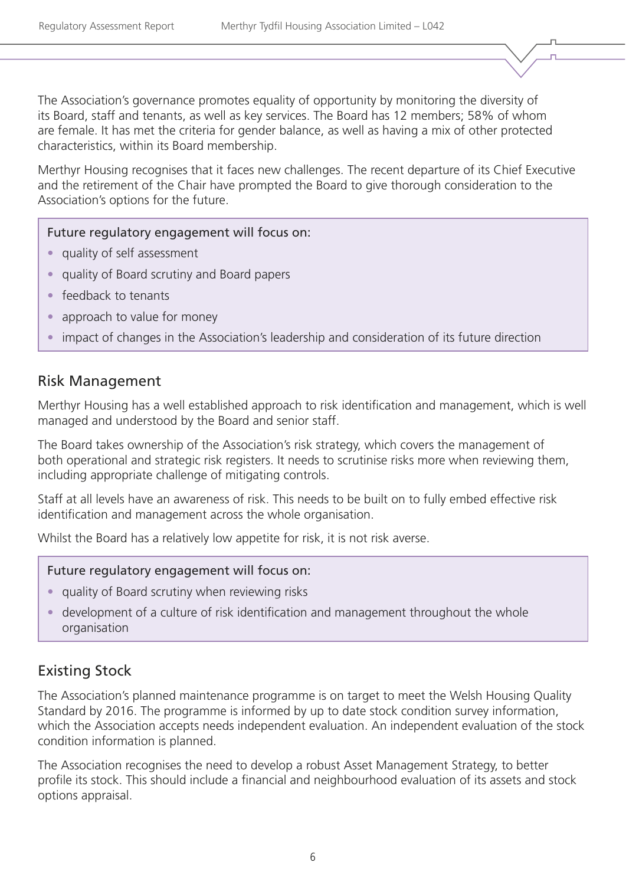The Association's governance promotes equality of opportunity by monitoring the diversity of its Board, staff and tenants, as well as key services. The Board has 12 members; 58% of whom are female. It has met the criteria for gender balance, as well as having a mix of other protected characteristics, within its Board membership.

Merthyr Housing recognises that it faces new challenges. The recent departure of its Chief Executive and the retirement of the Chair have prompted the Board to give thorough consideration to the Association's options for the future.

Future regulatory engagement will focus on:

- quality of self assessment
- quality of Board scrutiny and Board papers
- feedback to tenants
- approach to value for money
- impact of changes in the Association's leadership and consideration of its future direction

## Risk Management

Merthyr Housing has a well established approach to risk identification and management, which is well managed and understood by the Board and senior staff.

The Board takes ownership of the Association's risk strategy, which covers the management of both operational and strategic risk registers. It needs to scrutinise risks more when reviewing them, including appropriate challenge of mitigating controls.

Staff at all levels have an awareness of risk. This needs to be built on to fully embed effective risk identification and management across the whole organisation.

Whilst the Board has a relatively low appetite for risk, it is not risk averse.

Future regulatory engagement will focus on:

- quality of Board scrutiny when reviewing risks
- development of a culture of risk identification and management throughout the whole organisation

## Existing Stock

The Association's planned maintenance programme is on target to meet the Welsh Housing Quality Standard by 2016. The programme is informed by up to date stock condition survey information, which the Association accepts needs independent evaluation. An independent evaluation of the stock condition information is planned.

The Association recognises the need to develop a robust Asset Management Strategy, to better profile its stock. This should include a financial and neighbourhood evaluation of its assets and stock options appraisal.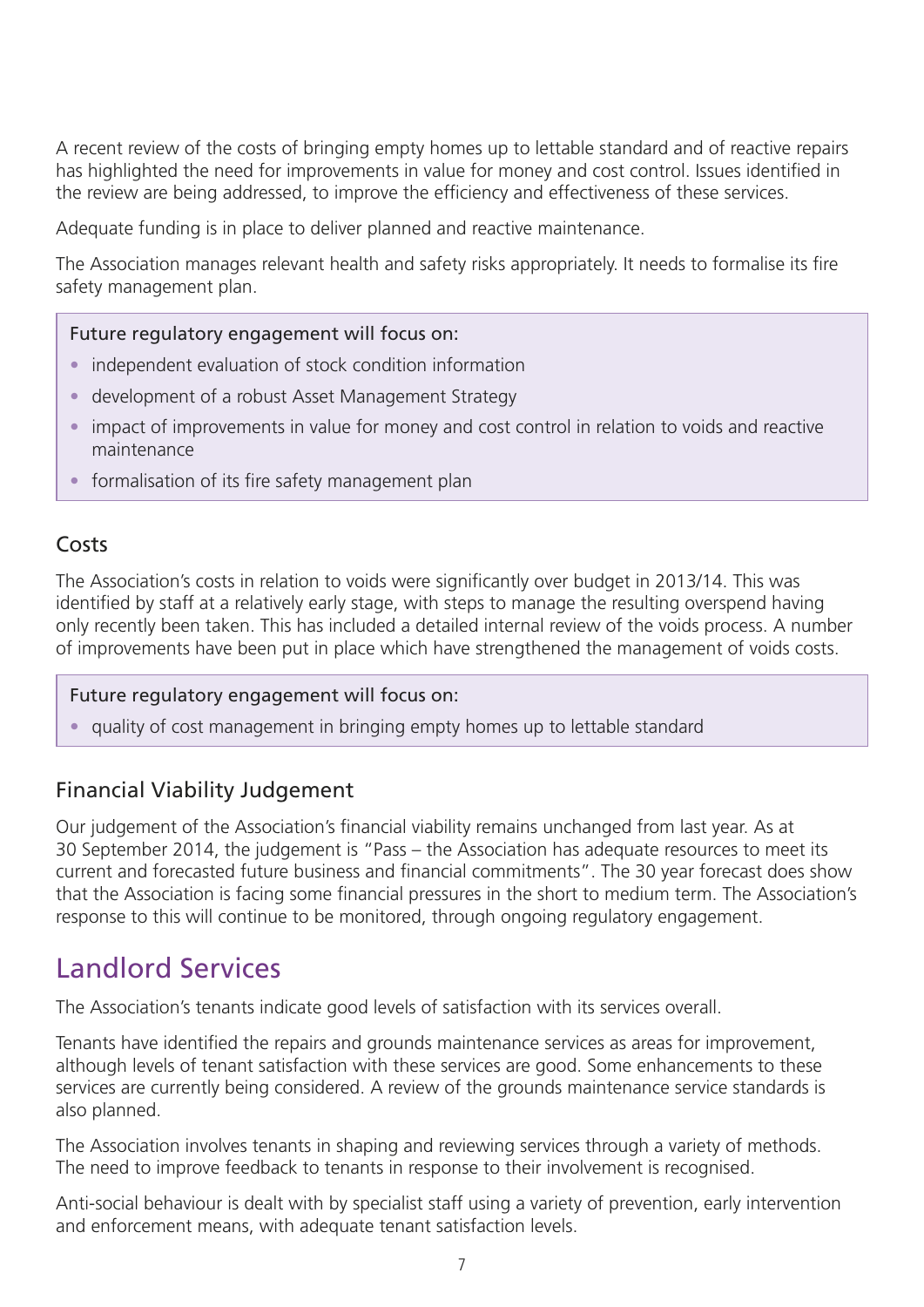A recent review of the costs of bringing empty homes up to lettable standard and of reactive repairs has highlighted the need for improvements in value for money and cost control. Issues identified in the review are being addressed, to improve the efficiency and effectiveness of these services.

Adequate funding is in place to deliver planned and reactive maintenance.

The Association manages relevant health and safety risks appropriately. It needs to formalise its fire safety management plan.

Future regulatory engagement will focus on:

- independent evaluation of stock condition information
- development of a robust Asset Management Strategy
- impact of improvements in value for money and cost control in relation to voids and reactive maintenance
- formalisation of its fire safety management plan

### Costs

The Association's costs in relation to voids were significantly over budget in 2013/14. This was identified by staff at a relatively early stage, with steps to manage the resulting overspend having only recently been taken. This has included a detailed internal review of the voids process. A number of improvements have been put in place which have strengthened the management of voids costs.

Future regulatory engagement will focus on:

- quality of cost management in bringing empty homes up to lettable standard

### Financial Viability Judgement

Our judgement of the Association's financial viability remains unchanged from last year. As at 30 September 2014, the judgement is "Pass – the Association has adequate resources to meet its current and forecasted future business and financial commitments". The 30 year forecast does show that the Association is facing some financial pressures in the short to medium term. The Association's response to this will continue to be monitored, through ongoing regulatory engagement.

## Landlord Services

The Association's tenants indicate good levels of satisfaction with its services overall.

Tenants have identified the repairs and grounds maintenance services as areas for improvement, although levels of tenant satisfaction with these services are good. Some enhancements to these services are currently being considered. A review of the grounds maintenance service standards is also planned.

The Association involves tenants in shaping and reviewing services through a variety of methods. The need to improve feedback to tenants in response to their involvement is recognised.

Anti-social behaviour is dealt with by specialist staff using a variety of prevention, early intervention and enforcement means, with adequate tenant satisfaction levels.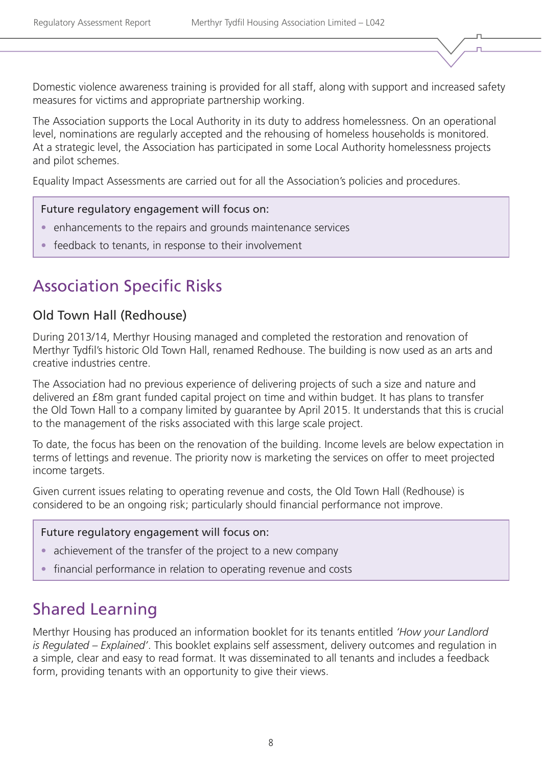Domestic violence awareness training is provided for all staff, along with support and increased safety measures for victims and appropriate partnership working.

The Association supports the Local Authority in its duty to address homelessness. On an operational level, nominations are regularly accepted and the rehousing of homeless households is monitored. At a strategic level, the Association has participated in some Local Authority homelessness projects and pilot schemes.

Equality Impact Assessments are carried out for all the Association's policies and procedures.

Future regulatory engagement will focus on:

- enhancements to the repairs and grounds maintenance services
- feedback to tenants, in response to their involvement

## Association Specific Risks

### Old Town Hall (Redhouse)

During 2013/14, Merthyr Housing managed and completed the restoration and renovation of Merthyr Tydfil's historic Old Town Hall, renamed Redhouse. The building is now used as an arts and creative industries centre.

The Association had no previous experience of delivering projects of such a size and nature and delivered an £8m grant funded capital project on time and within budget. It has plans to transfer the Old Town Hall to a company limited by guarantee by April 2015. It understands that this is crucial to the management of the risks associated with this large scale project.

To date, the focus has been on the renovation of the building. Income levels are below expectation in terms of lettings and revenue. The priority now is marketing the services on offer to meet projected income targets.

Given current issues relating to operating revenue and costs, the Old Town Hall (Redhouse) is considered to be an ongoing risk; particularly should financial performance not improve.

Future regulatory engagement will focus on:

- achievement of the transfer of the project to a new company
- financial performance in relation to operating revenue and costs

## Shared Learning

Merthyr Housing has produced an information booklet for its tenants entitled *'How your Landlord is Regulated – Explained'*. This booklet explains self assessment, delivery outcomes and regulation in a simple, clear and easy to read format. It was disseminated to all tenants and includes a feedback form, providing tenants with an opportunity to give their views.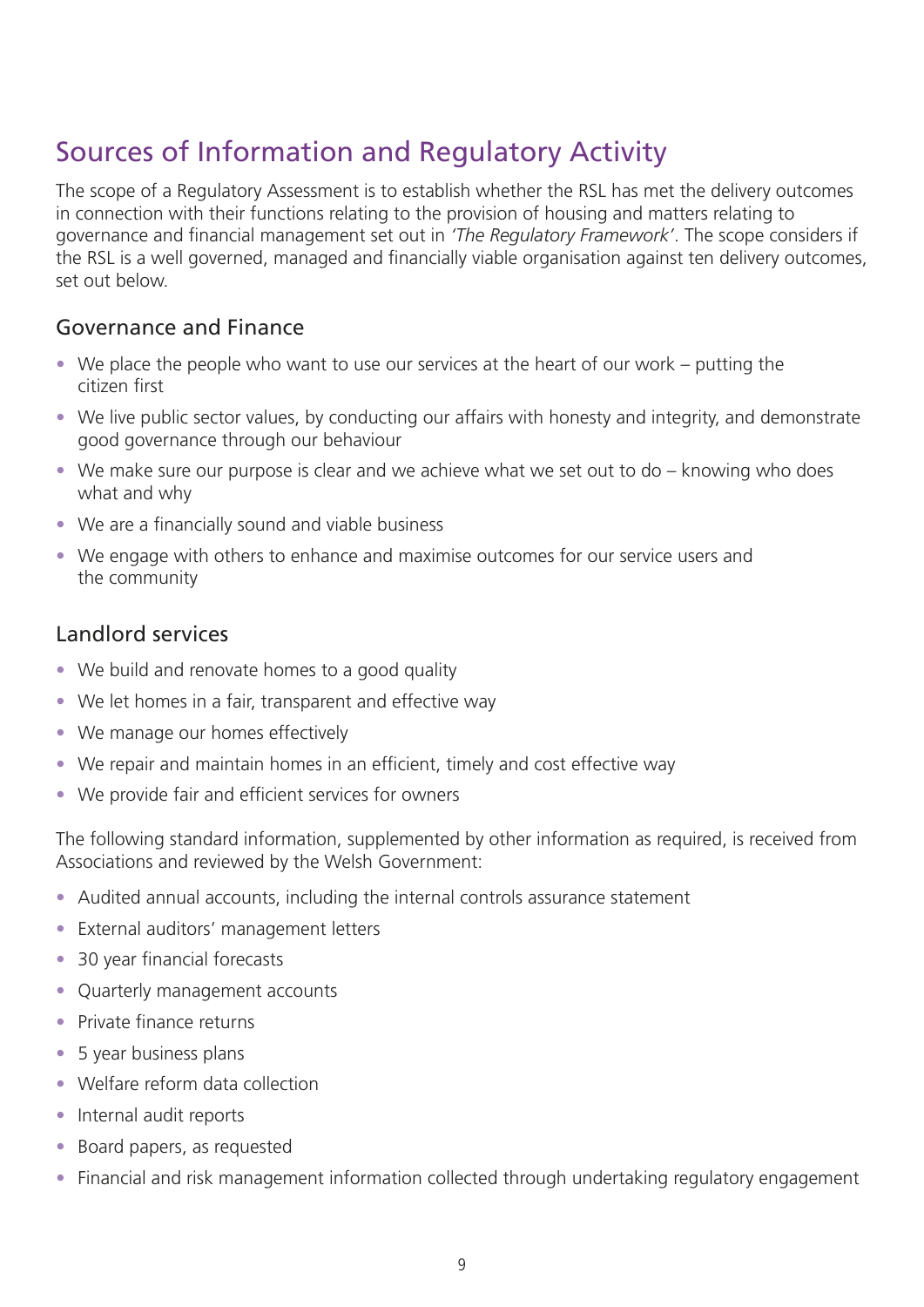# Sources of Information and Regulatory Activity

The scope of a Regulatory Assessment is to establish whether the RSL has met the delivery outcomes in connection with their functions relating to the provision of housing and matters relating to governance and financial management set out in *'The Regulatory Framework'*. The scope considers if the RSL is a well governed, managed and financially viable organisation against ten delivery outcomes, set out below.

## Governance and Finance

- We place the people who want to use our services at the heart of our work – putting the citizen first
- We live public sector values, by conducting our affairs with honesty and integrity, and demonstrate good governance through our behaviour
- We make sure our purpose is clear and we achieve what we set out to do – knowing who does what and why
- We are a financially sound and viable business
- We engage with others to enhance and maximise outcomes for our service users and the community

## Landlord services

- We build and renovate homes to a good quality
- We let homes in a fair, transparent and effective way
- We manage our homes effectively
- We repair and maintain homes in an efficient, timely and cost effective way
- We provide fair and efficient services for owners

The following standard information, supplemented by other information as required, is received from Associations and reviewed by the Welsh Government:

- Audited annual accounts, including the internal controls assurance statement
- External auditors' management letters
- 30 year financial forecasts
- Quarterly management accounts
- Private finance returns
- 5 year business plans
- Welfare reform data collection
- Internal audit reports
- Board papers, as requested
- Financial and risk management information collected through undertaking regulatory engagement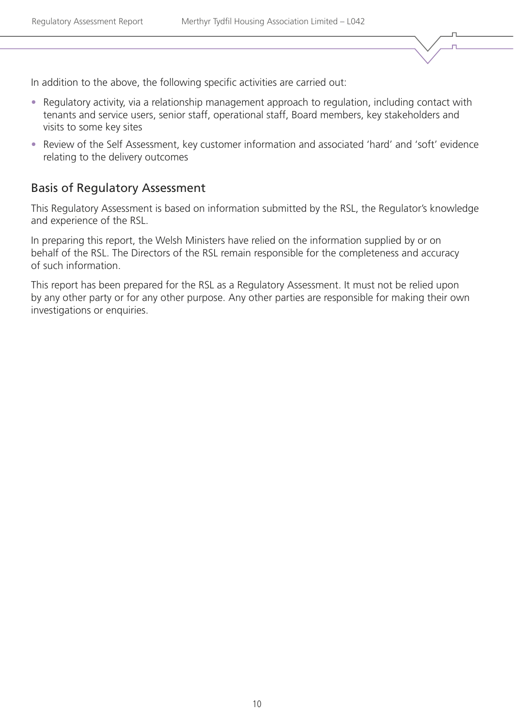In addition to the above, the following specific activities are carried out:

- Regulatory activity, via a relationship management approach to regulation, including contact with tenants and service users, senior staff, operational staff, Board members, key stakeholders and visits to some key sites
- Review of the Self Assessment, key customer information and associated 'hard' and 'soft' evidence relating to the delivery outcomes

## Basis of Regulatory Assessment

This Regulatory Assessment is based on information submitted by the RSL, the Regulator's knowledge and experience of the RSL.

In preparing this report, the Welsh Ministers have relied on the information supplied by or on behalf of the RSL. The Directors of the RSL remain responsible for the completeness and accuracy of such information.

This report has been prepared for the RSL as a Regulatory Assessment. It must not be relied upon by any other party or for any other purpose. Any other parties are responsible for making their own investigations or enquiries.